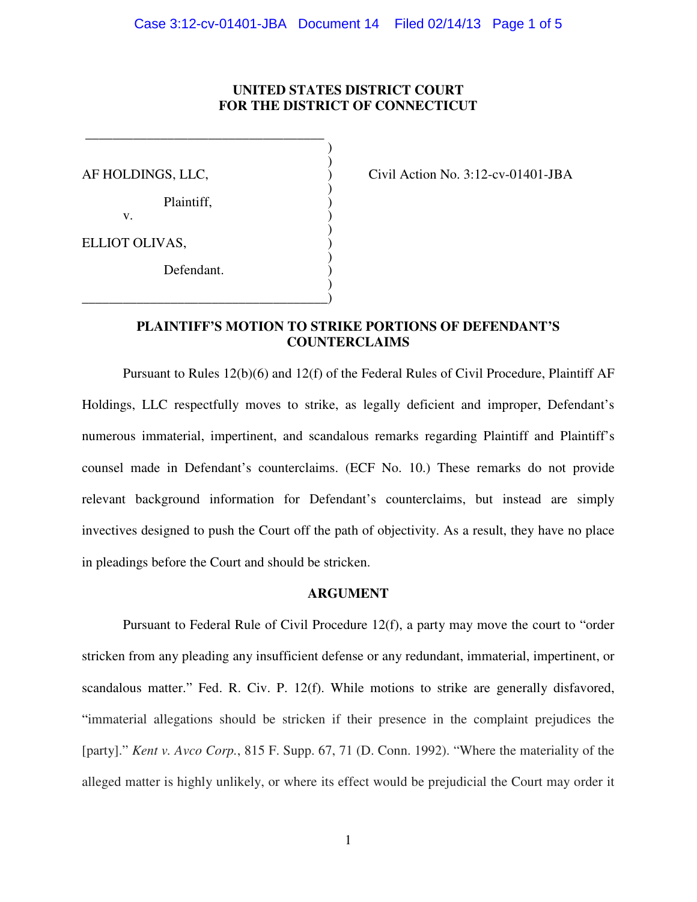**UNITED STATES DISTRICT COURT**
**FOR THE DISTRICT OF CONNECTICUT**

AF HOLDINGS, LLC,

Plaintiff,

v.

ELLIOT OLIVAS,

Defendant.

Civil Action No. 3:12-cv-01401-JBA

## PLAINTIFF'S MOTION TO STRIKE PORTIONS OF DEFENDANT'S COUNTERCLAIMS

Pursuant to Rules 12(b)(6) and 12(f) of the Federal Rules of Civil Procedure, Plaintiff AF Holdings, LLC respectfully moves to strike, as legally deficient and improper, Defendant's numerous immaterial, impertinent, and scandalous remarks regarding Plaintiff and Plaintiff's counsel made in Defendant's counterclaims. (ECF No. 10.) These remarks do not provide relevant background information for Defendant's counterclaims, but instead are simply invectives designed to push the Court off the path of objectivity. As a result, they have no place in pleadings before the Court and should be stricken.

## ARGUMENT

Pursuant to Federal Rule of Civil Procedure 12(f), a party may move the court to "order stricken from any pleading any insufficient defense or any redundant, immaterial, impertinent, or scandalous matter." Fed. R. Civ. P. 12(f). While motions to strike are generally disfavored, "immaterial allegations should be stricken if their presence in the complaint prejudices the [party]." *Kent v. Avco Corp.*, 815 F. Supp. 67, 71 (D. Conn. 1992). "Where the materiality of the alleged matter is highly unlikely, or where its effect would be prejudicial the Court may order it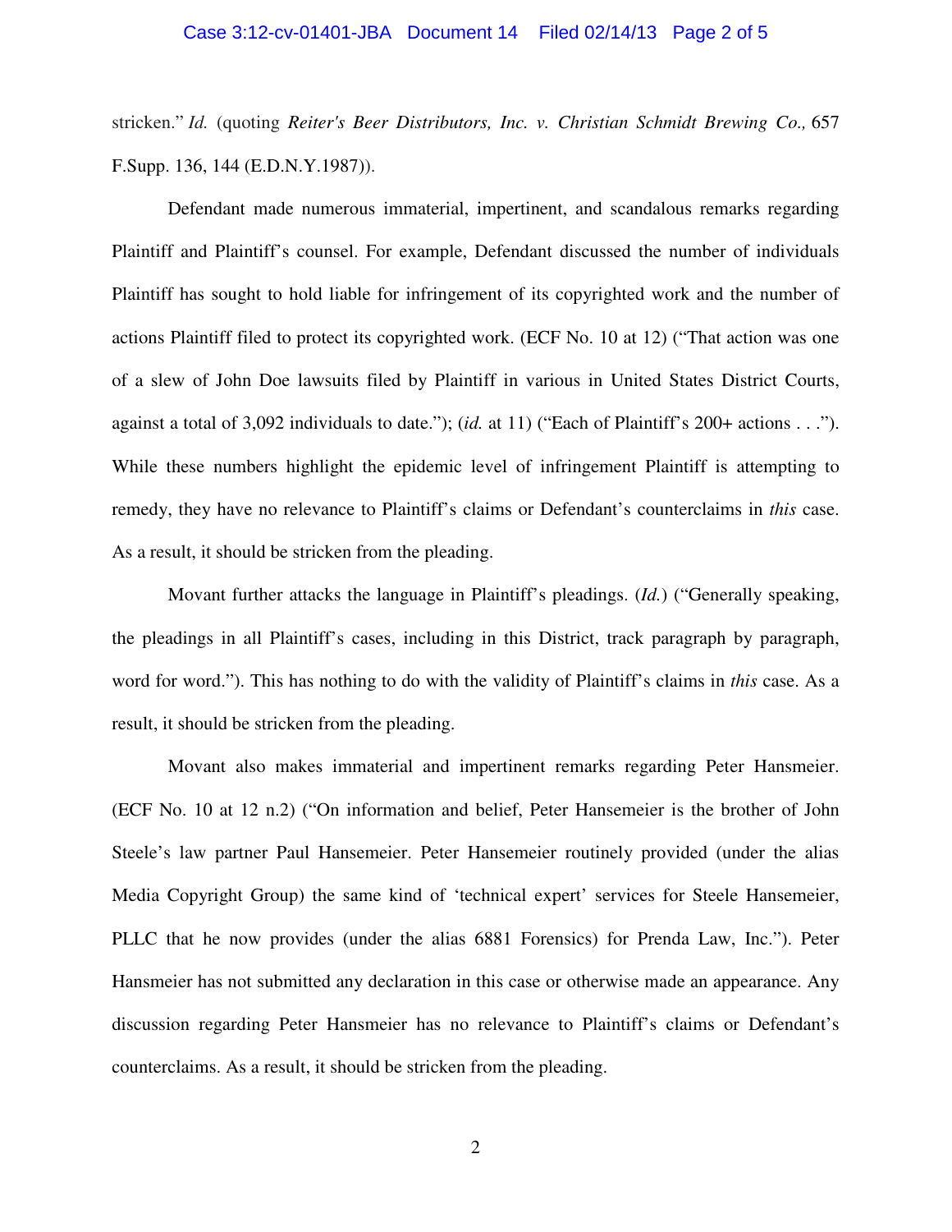stricken." *Id.* (quoting *Reiter's Beer Distributors, Inc. v. Christian Schmidt Brewing Co.,* 657 F.Supp. 136, 144 (E.D.N.Y.1987)).

Defendant made numerous immaterial, impertinent, and scandalous remarks regarding Plaintiff and Plaintiff's counsel. For example, Defendant discussed the number of individuals Plaintiff has sought to hold liable for infringement of its copyrighted work and the number of actions Plaintiff filed to protect its copyrighted work. (ECF No. 10 at 12) ("That action was one of a slew of John Doe lawsuits filed by Plaintiff in various in United States District Courts, against a total of 3,092 individuals to date."); (*id.* at 11) ("Each of Plaintiff's 200+ actions . . ."). While these numbers highlight the epidemic level of infringement Plaintiff is attempting to remedy, they have no relevance to Plaintiff's claims or Defendant's counterclaims in *this* case. As a result, it should be stricken from the pleading.

Movant further attacks the language in Plaintiff's pleadings. (*Id.*) ("Generally speaking, the pleadings in all Plaintiff's cases, including in this District, track paragraph by paragraph, word for word."). This has nothing to do with the validity of Plaintiff's claims in *this* case. As a result, it should be stricken from the pleading.

Movant also makes immaterial and impertinent remarks regarding Peter Hansmeier. (ECF No. 10 at 12 n.2) ("On information and belief, Peter Hansemeier is the brother of John Steele's law partner Paul Hansemeier. Peter Hansemeier routinely provided (under the alias Media Copyright Group) the same kind of 'technical expert' services for Steele Hansemeier, PLLC that he now provides (under the alias 6881 Forensics) for Prenda Law, Inc."). Peter Hansmeier has not submitted any declaration in this case or otherwise made an appearance. Any discussion regarding Peter Hansmeier has no relevance to Plaintiff's claims or Defendant's counterclaims. As a result, it should be stricken from the pleading.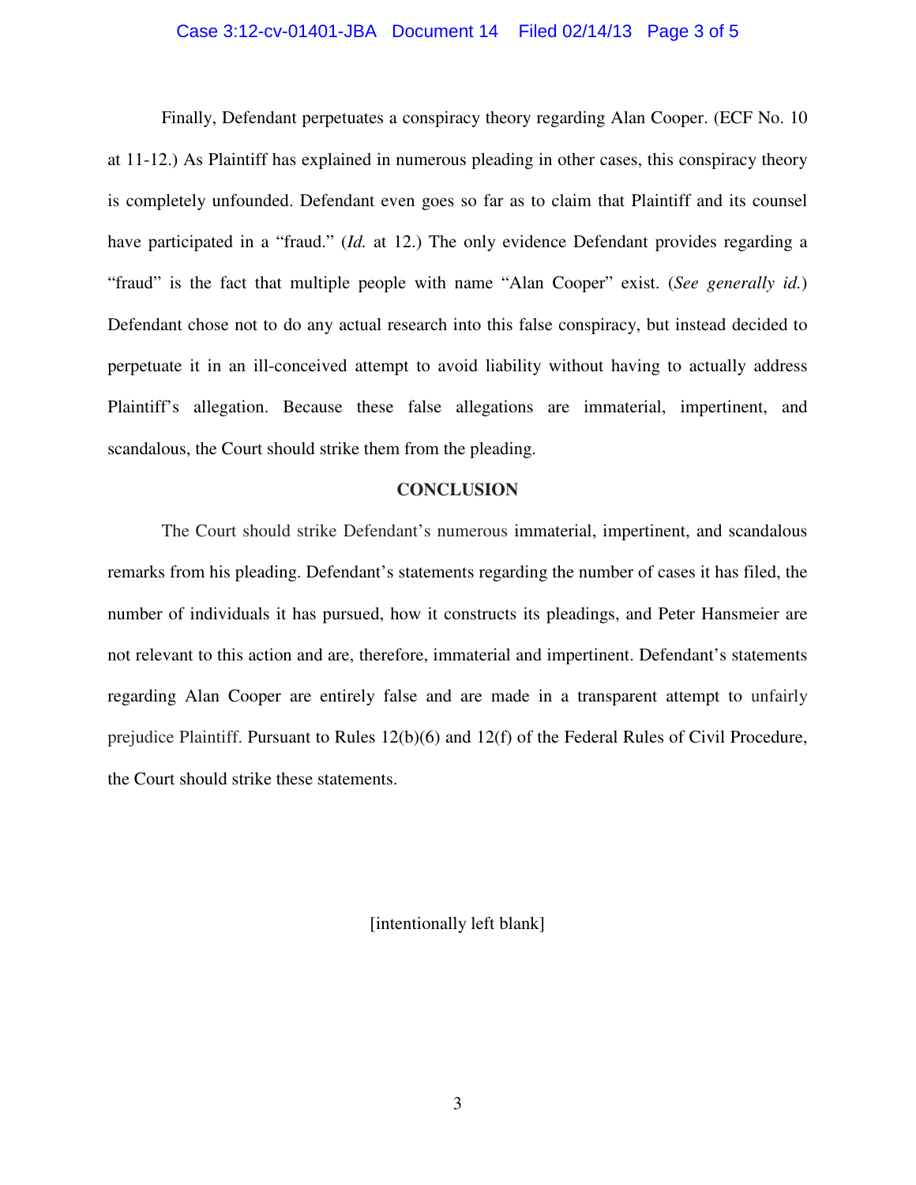Finally, Defendant perpetuates a conspiracy theory regarding Alan Cooper. (ECF No. 10 at 11-12.) As Plaintiff has explained in numerous pleading in other cases, this conspiracy theory is completely unfounded. Defendant even goes so far as to claim that Plaintiff and its counsel have participated in a "fraud." (*Id.* at 12.) The only evidence Defendant provides regarding a "fraud" is the fact that multiple people with name "Alan Cooper" exist. (*See generally id.*) Defendant chose not to do any actual research into this false conspiracy, but instead decided to perpetuate it in an ill-conceived attempt to avoid liability without having to actually address Plaintiff's allegation. Because these false allegations are immaterial, impertinent, and scandalous, the Court should strike them from the pleading.

## CONCLUSION

The Court should strike Defendant's numerous immaterial, impertinent, and scandalous remarks from his pleading. Defendant's statements regarding the number of cases it has filed, the number of individuals it has pursued, how it constructs its pleadings, and Peter Hansmeier are not relevant to this action and are, therefore, immaterial and impertinent. Defendant's statements regarding Alan Cooper are entirely false and are made in a transparent attempt to unfairly prejudice Plaintiff. Pursuant to Rules 12(b)(6) and 12(f) of the Federal Rules of Civil Procedure, the Court should strike these statements.

[intentionally left blank]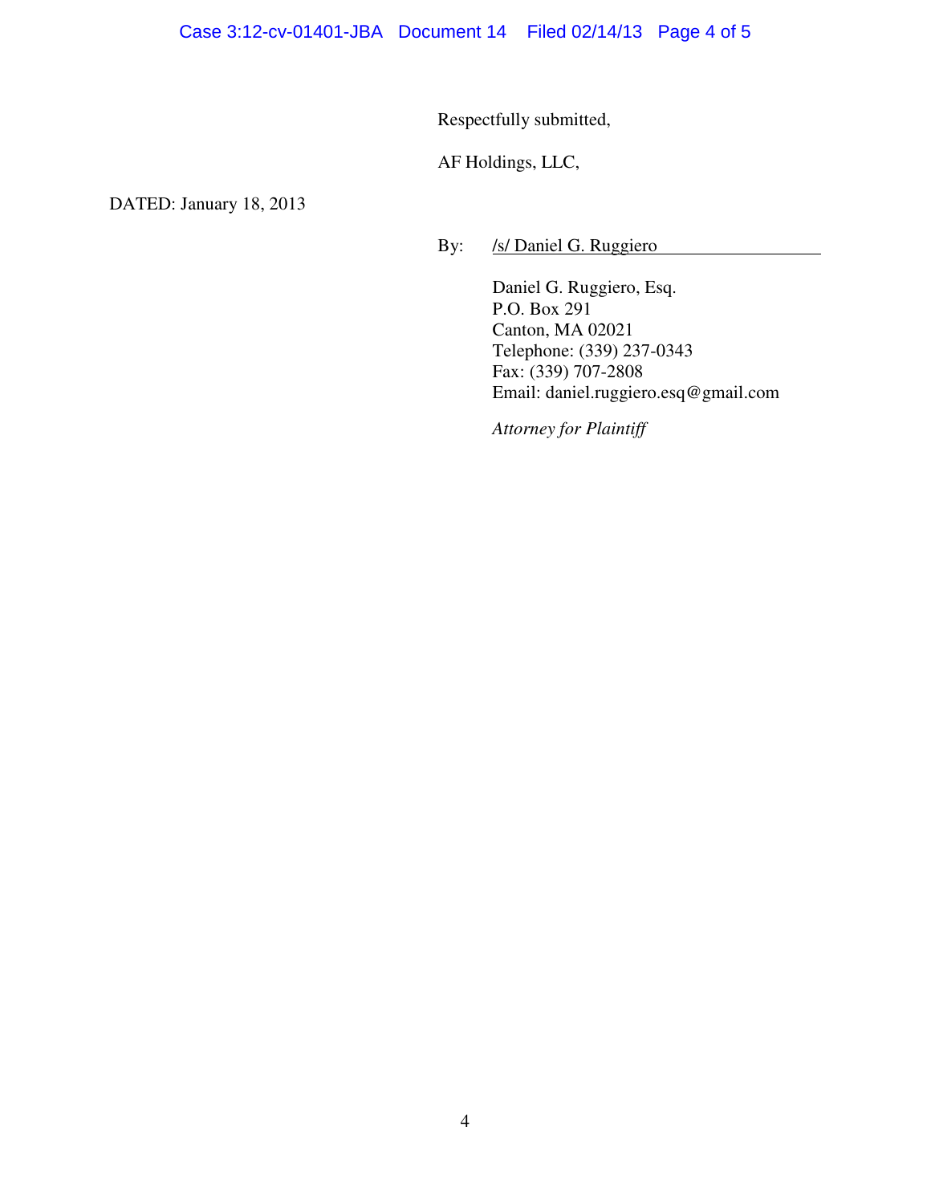Respectfully submitted,

AF Holdings, LLC,

DATED: January 18, 2013

By: /s/ Daniel G. Ruggiero

Daniel G. Ruggiero, Esq.
P.O. Box 291
Canton, MA 02021
Telephone: (339) 237-0343
Fax: (339) 707-2808
Email: daniel.ruggiero.esq@gmail.com

*Attorney for Plaintiff*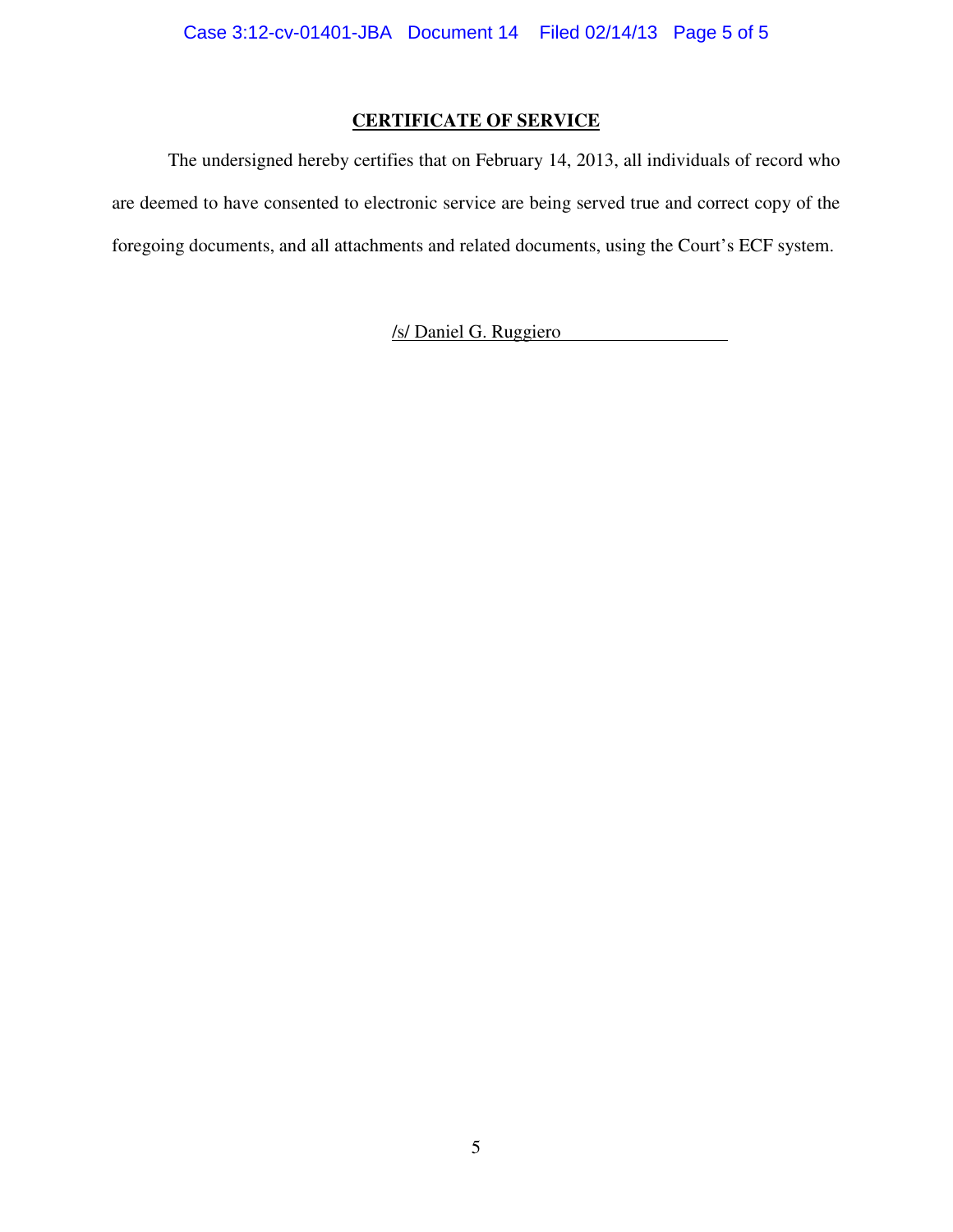## CERTIFICATE OF SERVICE

The undersigned hereby certifies that on February 14, 2013, all individuals of record who are deemed to have consented to electronic service are being served true and correct copy of the foregoing documents, and all attachments and related documents, using the Court's ECF system.

/s/ Daniel G. Ruggiero